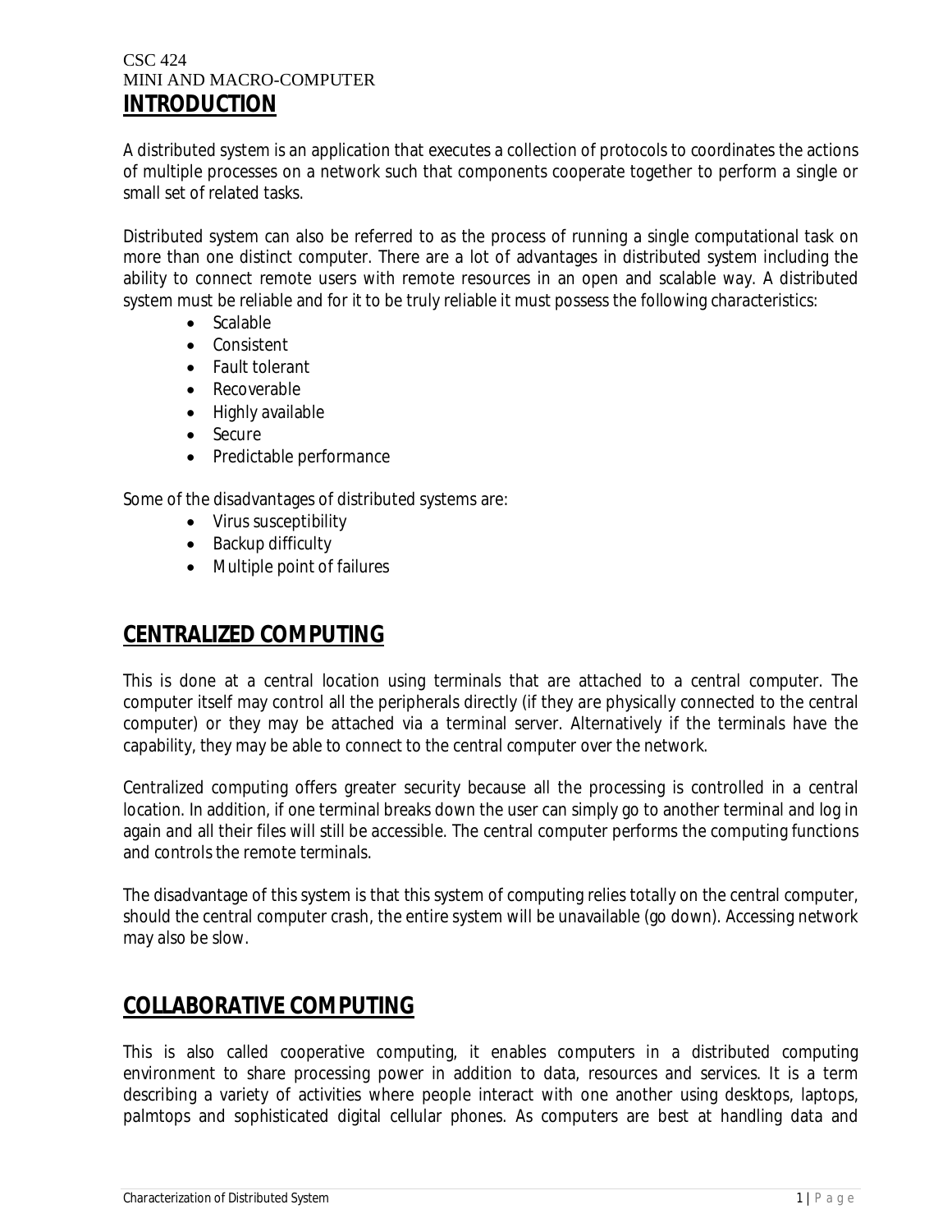CSC 424
MINI AND MACRO-COMPUTER

# INTRODUCTION

A distributed system is an application that executes a collection of protocols to coordinates the actions of multiple processes on a network such that components cooperate together to perform a single or small set of related tasks.

Distributed system can also be referred to as the process of running a single computational task on more than one distinct computer. There are a lot of advantages in distributed system including the ability to connect remote users with remote resources in an open and scalable way. A distributed system must be reliable and for it to be truly reliable it must possess the following characteristics:

- Scalable
- Consistent
- Fault tolerant
- Recoverable
- Highly available
- Secure
- Predictable performance

Some of the disadvantages of distributed systems are:

- Virus susceptibility
- Backup difficulty
- Multiple point of failures

# CENTRALIZED COMPUTING

This is done at a central location using terminals that are attached to a central computer. The computer itself may control all the peripherals directly (if they are physically connected to the central computer) or they may be attached via a terminal server. Alternatively if the terminals have the capability, they may be able to connect to the central computer over the network.

Centralized computing offers greater security because all the processing is controlled in a central location. In addition, if one terminal breaks down the user can simply go to another terminal and log in again and all their files will still be accessible. The central computer performs the computing functions and controls the remote terminals.

The disadvantage of this system is that this system of computing relies totally on the central computer, should the central computer crash, the entire system will be unavailable (go down). Accessing network may also be slow.

# COLLABORATIVE COMPUTING

This is also called cooperative computing, it enables computers in a distributed computing environment to share processing power in addition to data, resources and services. It is a term describing a variety of activities where people interact with one another using desktops, laptops, palmtops and sophisticated digital cellular phones. As computers are best at handling data and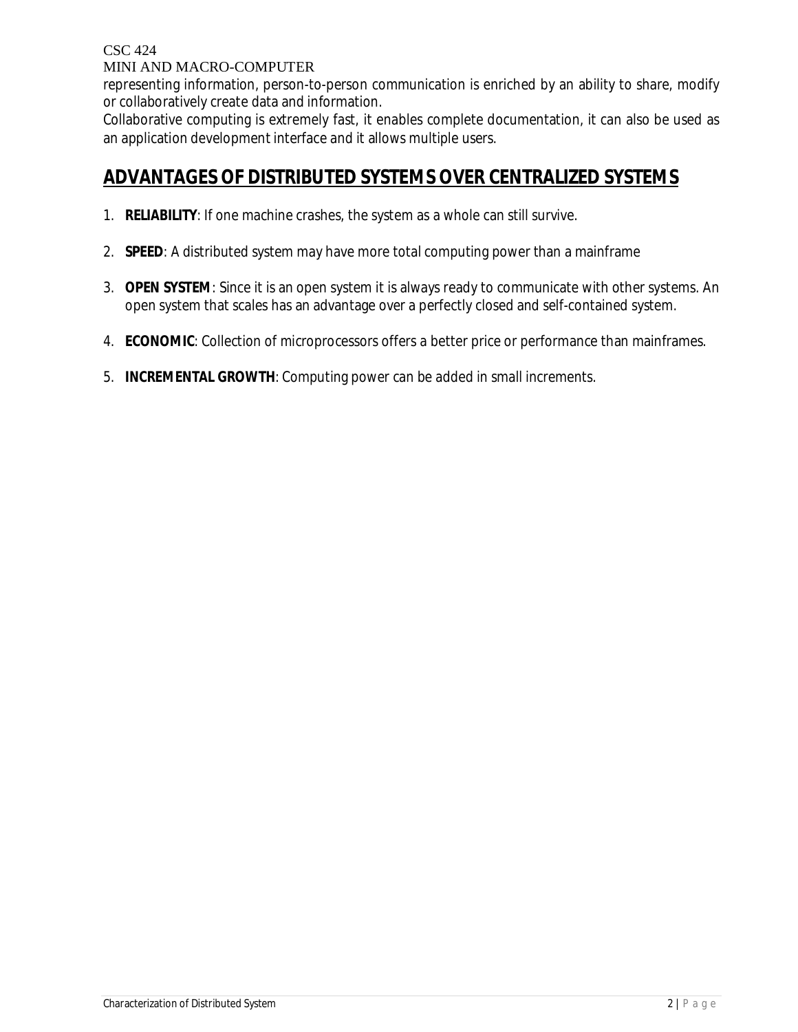representing information, person-to-person communication is enriched by an ability to share, modify or collaboratively create data and information.

Collaborative computing is extremely fast, it enables complete documentation, it can also be used as an application development interface and it allows multiple users.

## ADVANTAGES OF DISTRIBUTED SYSTEMS OVER CENTRALIZED SYSTEMS

1. **RELIABILITY**: If one machine crashes, the system as a whole can still survive.

2. **SPEED**: A distributed system may have more total computing power than a mainframe

3. **OPEN SYSTEM**: Since it is an open system it is always ready to communicate with other systems. An open system that scales has an advantage over a perfectly closed and self-contained system.

4. **ECONOMIC**: Collection of microprocessors offers a better price or performance than mainframes.

5. **INCREMENTAL GROWTH**: Computing power can be added in small increments.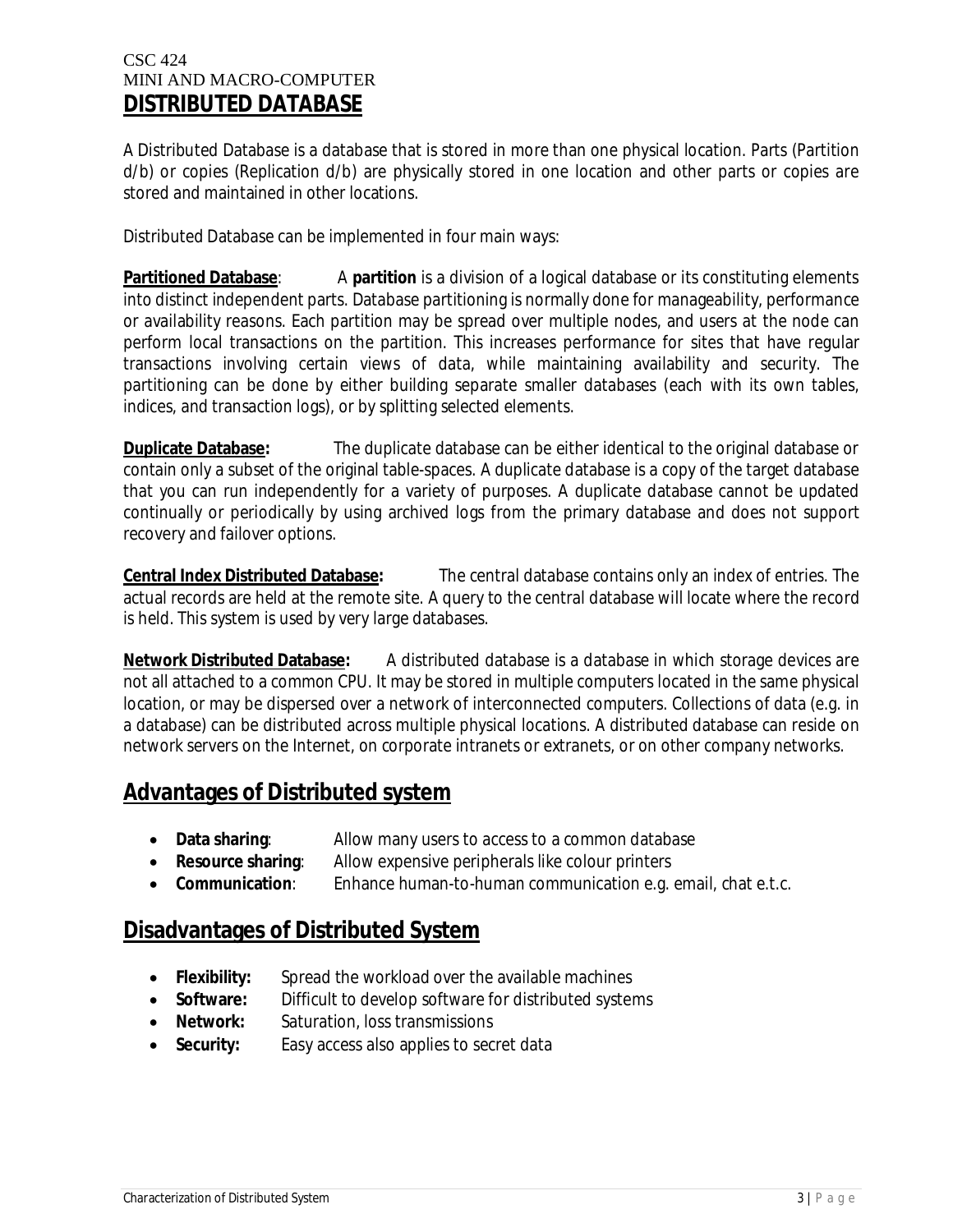CSC 424
MINI AND MACRO-COMPUTER

# DISTRIBUTED DATABASE

A Distributed Database is a database that is stored in more than one physical location. Parts (Partition d/b) or copies (Replication d/b) are physically stored in one location and other parts or copies are stored and maintained in other locations.

Distributed Database can be implemented in four main ways:

**Partitioned Database**: A **partition** is a division of a logical database or its constituting elements into distinct independent parts. Database partitioning is normally done for manageability, performance or availability reasons. Each partition may be spread over multiple nodes, and users at the node can perform local transactions on the partition. This increases performance for sites that have regular transactions involving certain views of data, while maintaining availability and security. The partitioning can be done by either building separate smaller databases (each with its own tables, indices, and transaction logs), or by splitting selected elements.

**Duplicate Database:** The duplicate database can be either identical to the original database or contain only a subset of the original table-spaces. A duplicate database is a copy of the target database that you can run independently for a variety of purposes. A duplicate database cannot be updated continually or periodically by using archived logs from the primary database and does not support recovery and failover options.

**Central Index Distributed Database:** The central database contains only an index of entries. The actual records are held at the remote site. A query to the central database will locate where the record is held. This system is used by very large databases.

**Network Distributed Database:** A distributed database is a database in which storage devices are not all attached to a common CPU. It may be stored in multiple computers located in the same physical location, or may be dispersed over a network of interconnected computers. Collections of data (e.g. in a database) can be distributed across multiple physical locations. A distributed database can reside on network servers on the Internet, on corporate intranets or extranets, or on other company networks.

## Advantages of Distributed system

- **Data sharing**: Allow many users to access to a common database
- **Resource sharing**: Allow expensive peripherals like colour printers
- **Communication**: Enhance human-to-human communication e.g. email, chat e.t.c.

## Disadvantages of Distributed System

- **Flexibility:** Spread the workload over the available machines
- **Software:** Difficult to develop software for distributed systems
- **Network:** Saturation, loss transmissions
- **Security:** Easy access also applies to secret data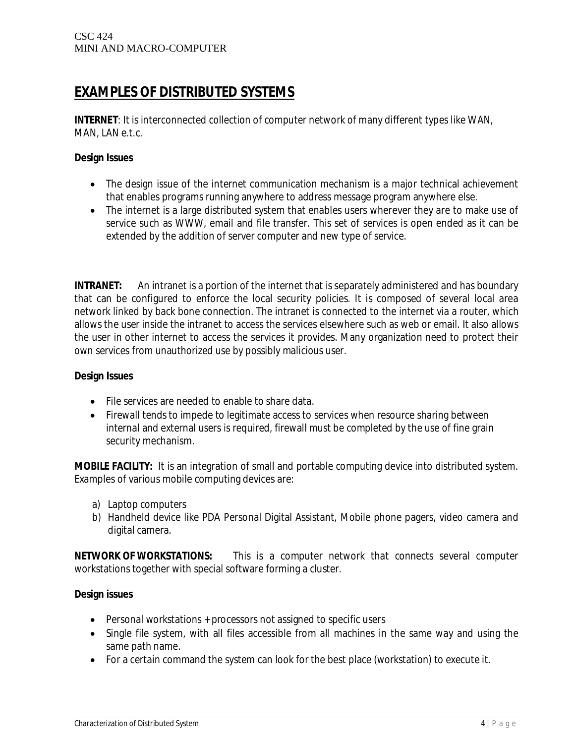# EXAMPLES OF DISTRIBUTED SYSTEMS

**INTERNET**: It is interconnected collection of computer network of many different types like WAN, MAN, LAN e.t.c.

**Design Issues**

- The design issue of the internet communication mechanism is a major technical achievement that enables programs running anywhere to address message program anywhere else.
- The internet is a large distributed system that enables users wherever they are to make use of service such as WWW, email and file transfer. This set of services is open ended as it can be extended by the addition of server computer and new type of service.

**INTRANET:** An intranet is a portion of the internet that is separately administered and has boundary that can be configured to enforce the local security policies. It is composed of several local area network linked by back bone connection. The intranet is connected to the internet via a router, which allows the user inside the intranet to access the services elsewhere such as web or email. It also allows the user in other internet to access the services it provides. Many organization need to protect their own services from unauthorized use by possibly malicious user.

**Design Issues**

- File services are needed to enable to share data.
- Firewall tends to impede to legitimate access to services when resource sharing between internal and external users is required, firewall must be completed by the use of fine grain security mechanism.

**MOBILE FACILITY:** It is an integration of small and portable computing device into distributed system. Examples of various mobile computing devices are:

a) Laptop computers
b) Handheld device like PDA Personal Digital Assistant, Mobile phone pagers, video camera and digital camera.

**NETWORK OF WORKSTATIONS:** This is a computer network that connects several computer workstations together with special software forming a cluster.

**Design issues**

- Personal workstations + processors not assigned to specific users
- Single file system, with all files accessible from all machines in the same way and using the same path name.
- For a certain command the system can look for the best place (workstation) to execute it.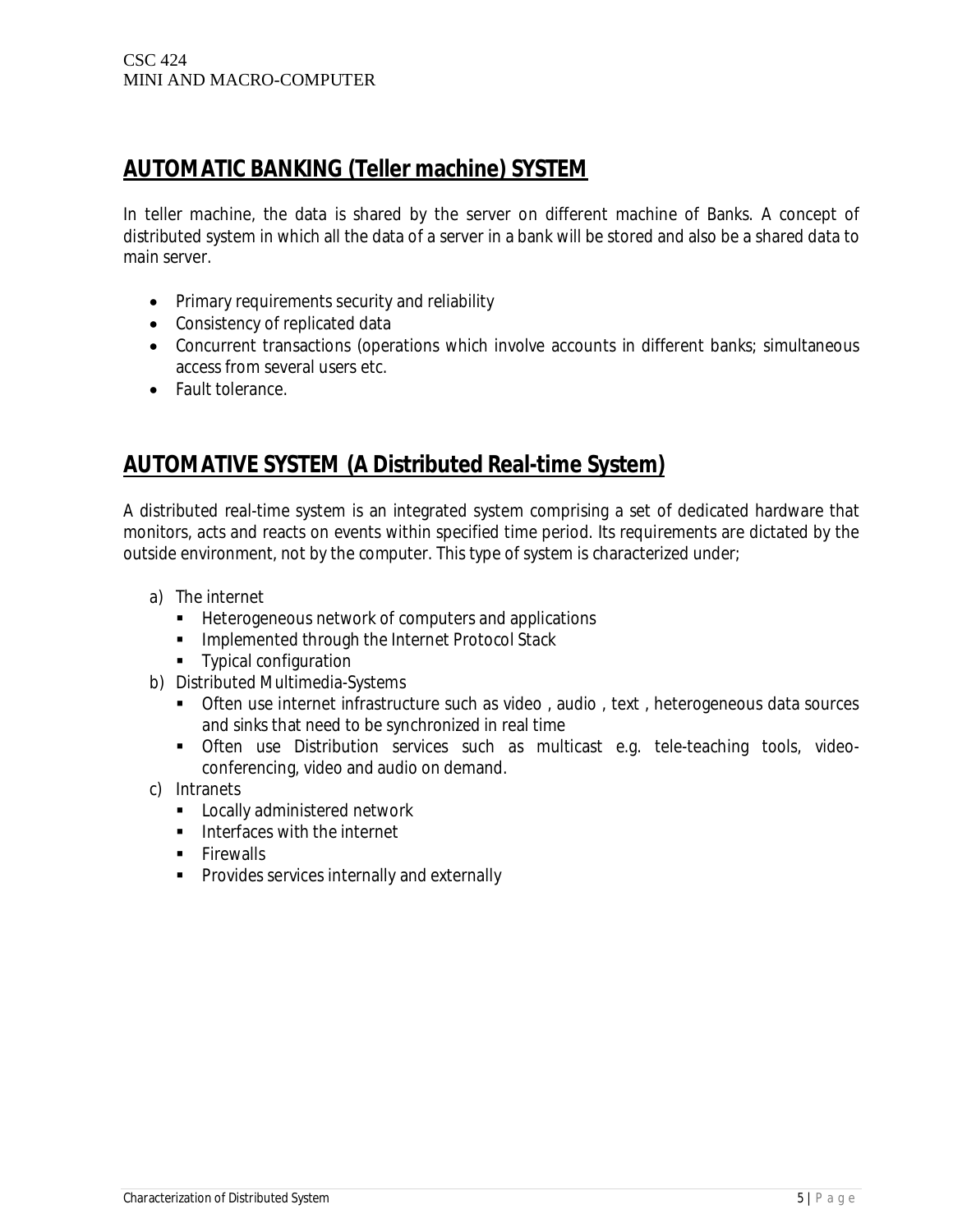## AUTOMATIC BANKING (Teller machine) SYSTEM

In teller machine, the data is shared by the server on different machine of Banks. A concept of distributed system in which all the data of a server in a bank will be stored and also be a shared data to main server.

- Primary requirements security and reliability
- Consistency of replicated data
- Concurrent transactions (operations which involve accounts in different banks; simultaneous access from several users etc.
- Fault tolerance.

## AUTOMATIVE SYSTEM (A Distributed Real-time System)

A distributed real-time system is an integrated system comprising a set of dedicated hardware that monitors, acts and reacts on events within specified time period. Its requirements are dictated by the outside environment, not by the computer. This type of system is characterized under;

a) The internet
   - Heterogeneous network of computers and applications
   - Implemented through the Internet Protocol Stack
   - Typical configuration
b) Distributed Multimedia-Systems
   - Often use internet infrastructure such as video , audio , text , heterogeneous data sources and sinks that need to be synchronized in real time
   - Often use Distribution services such as multicast e.g. tele-teaching tools, video-conferencing, video and audio on demand.
c) Intranets
   - Locally administered network
   - Interfaces with the internet
   - Firewalls
   - Provides services internally and externally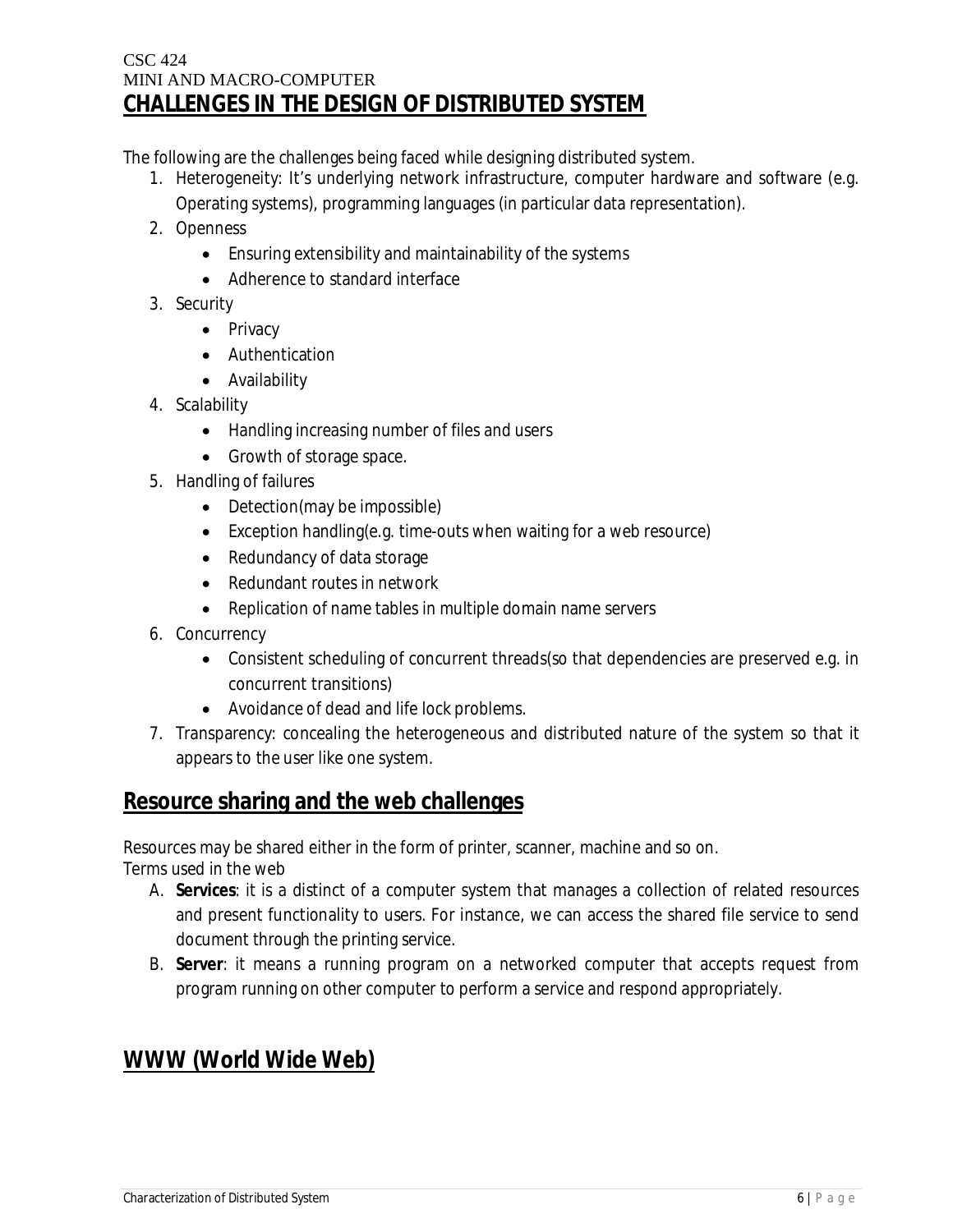# CHALLENGES IN THE DESIGN OF DISTRIBUTED SYSTEM

The following are the challenges being faced while designing distributed system.

1. Heterogeneity: It's underlying network infrastructure, computer hardware and software (e.g. Operating systems), programming languages (in particular data representation).
2. Openness
   - Ensuring extensibility and maintainability of the systems
   - Adherence to standard interface
3. Security
   - Privacy
   - Authentication
   - Availability
4. Scalability
   - Handling increasing number of files and users
   - Growth of storage space.
5. Handling of failures
   - Detection(may be impossible)
   - Exception handling(e.g. time-outs when waiting for a web resource)
   - Redundancy of data storage
   - Redundant routes in network
   - Replication of name tables in multiple domain name servers
6. Concurrency
   - Consistent scheduling of concurrent threads(so that dependencies are preserved e.g. in concurrent transitions)
   - Avoidance of dead and life lock problems.
7. Transparency: concealing the heterogeneous and distributed nature of the system so that it appears to the user like one system.

## Resource sharing and the web challenges

Resources may be shared either in the form of printer, scanner, machine and so on.

Terms used in the web

A. **Services**: it is a distinct of a computer system that manages a collection of related resources and present functionality to users. For instance, we can access the shared file service to send document through the printing service.

B. **Server**: it means a running program on a networked computer that accepts request from program running on other computer to perform a service and respond appropriately.

## WWW (World Wide Web)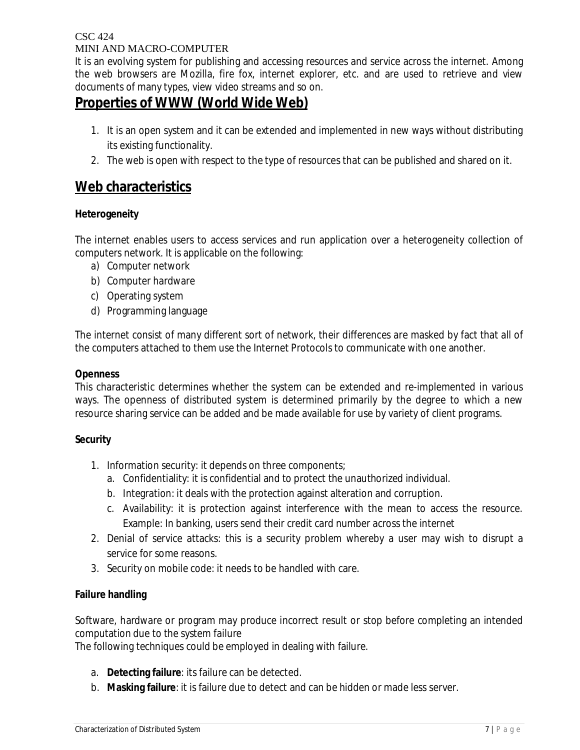It is an evolving system for publishing and accessing resources and service across the internet. Among the web browsers are Mozilla, fire fox, internet explorer, etc. and are used to retrieve and view documents of many types, view video streams and so on.

## Properties of WWW (World Wide Web)

1. It is an open system and it can be extended and implemented in new ways without distributing its existing functionality.
2. The web is open with respect to the type of resources that can be published and shared on it.

## Web characteristics

**Heterogeneity**

The internet enables users to access services and run application over a heterogeneity collection of computers network. It is applicable on the following:

a) Computer network
b) Computer hardware
c) Operating system
d) Programming language

The internet consist of many different sort of network, their differences are masked by fact that all of the computers attached to them use the Internet Protocols to communicate with one another.

**Openness**

This characteristic determines whether the system can be extended and re-implemented in various ways. The openness of distributed system is determined primarily by the degree to which a new resource sharing service can be added and be made available for use by variety of client programs.

**Security**

1. Information security: it depends on three components;
    a. Confidentiality: it is confidential and to protect the unauthorized individual.
    b. Integration: it deals with the protection against alteration and corruption.
    c. Availability: it is protection against interference with the mean to access the resource. Example: In banking, users send their credit card number across the internet
2. Denial of service attacks: this is a security problem whereby a user may wish to disrupt a service for some reasons.
3. Security on mobile code: it needs to be handled with care.

**Failure handling**

Software, hardware or program may produce incorrect result or stop before completing an intended computation due to the system failure

The following techniques could be employed in dealing with failure.

a. **Detecting failure**: its failure can be detected.
b. **Masking failure**: it is failure due to detect and can be hidden or made less server.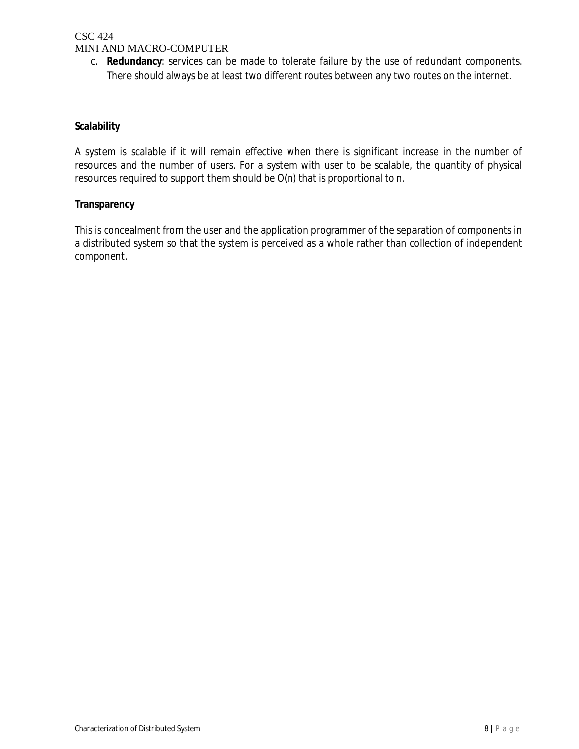c. **Redundancy**: services can be made to tolerate failure by the use of redundant components. There should always be at least two different routes between any two routes on the internet.

**Scalability**

A system is scalable if it will remain effective when there is significant increase in the number of resources and the number of users. For a system with user to be scalable, the quantity of physical resources required to support them should be $O(n)$ that is proportional to $n$.

**Transparency**

This is concealment from the user and the application programmer of the separation of components in a distributed system so that the system is perceived as a whole rather than collection of independent component.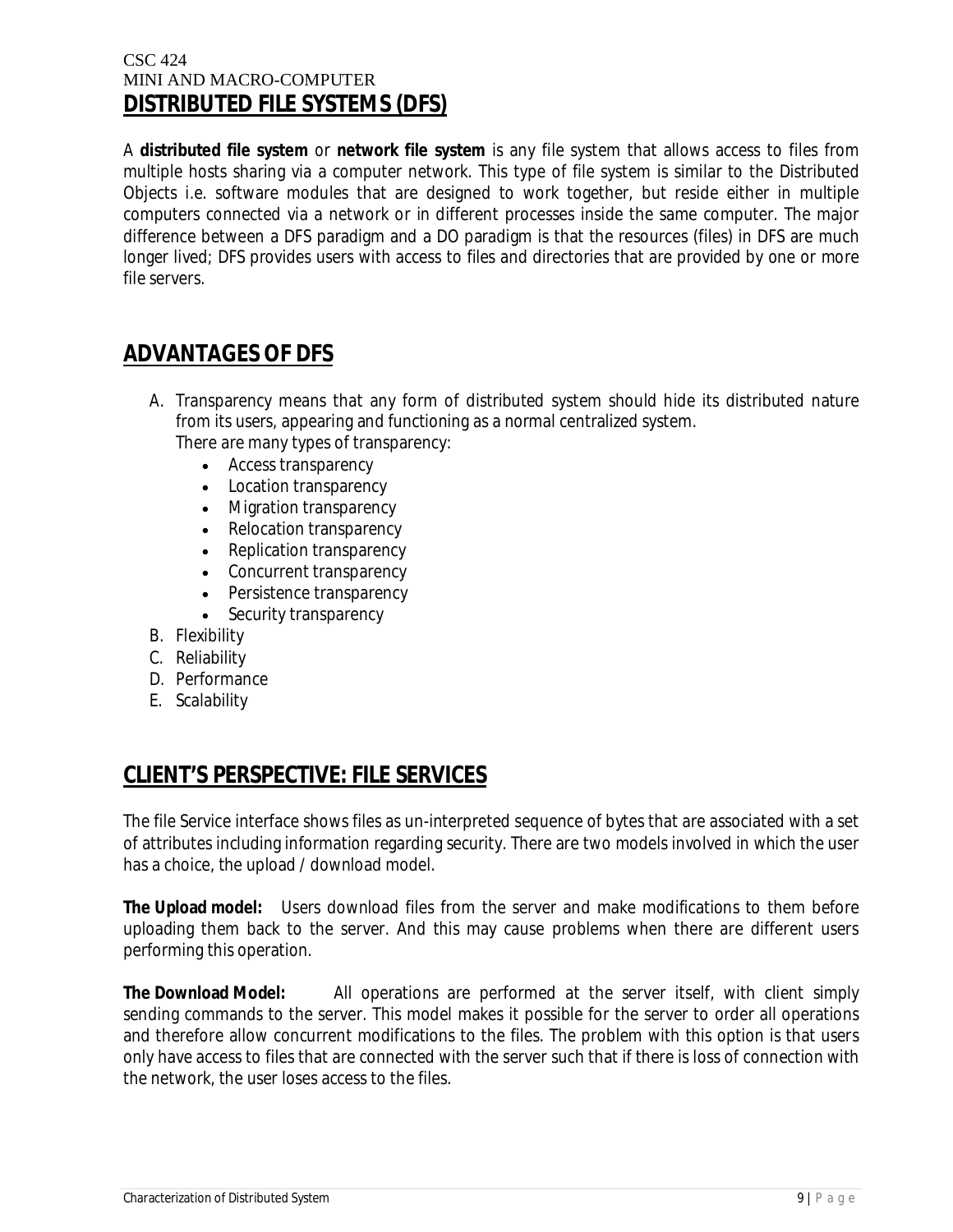# DISTRIBUTED FILE SYSTEMS (DFS)

A **distributed file system** or **network file system** is any file system that allows access to files from multiple hosts sharing via a computer network. This type of file system is similar to the Distributed Objects i.e. software modules that are designed to work together, but reside either in multiple computers connected via a network or in different processes inside the same computer. The major difference between a DFS paradigm and a DO paradigm is that the resources (files) in DFS are much longer lived; DFS provides users with access to files and directories that are provided by one or more file servers.

## ADVANTAGES OF DFS

A. Transparency means that any form of distributed system should hide its distributed nature from its users, appearing and functioning as a normal centralized system.
   There are many types of transparency:
   - Access transparency
   - Location transparency
   - Migration transparency
   - Relocation transparency
   - Replication transparency
   - Concurrent transparency
   - Persistence transparency
   - Security transparency

B. Flexibility
C. Reliability
D. Performance
E. Scalability

## CLIENT'S PERSPECTIVE: FILE SERVICES

The file Service interface shows files as un-interpreted sequence of bytes that are associated with a set of attributes including information regarding security. There are two models involved in which the user has a choice, the upload / download model.

**The Upload model:** Users download files from the server and make modifications to them before uploading them back to the server. And this may cause problems when there are different users performing this operation.

**The Download Model:** All operations are performed at the server itself, with client simply sending commands to the server. This model makes it possible for the server to order all operations and therefore allow concurrent modifications to the files. The problem with this option is that users only have access to files that are connected with the server such that if there is loss of connection with the network, the user loses access to the files.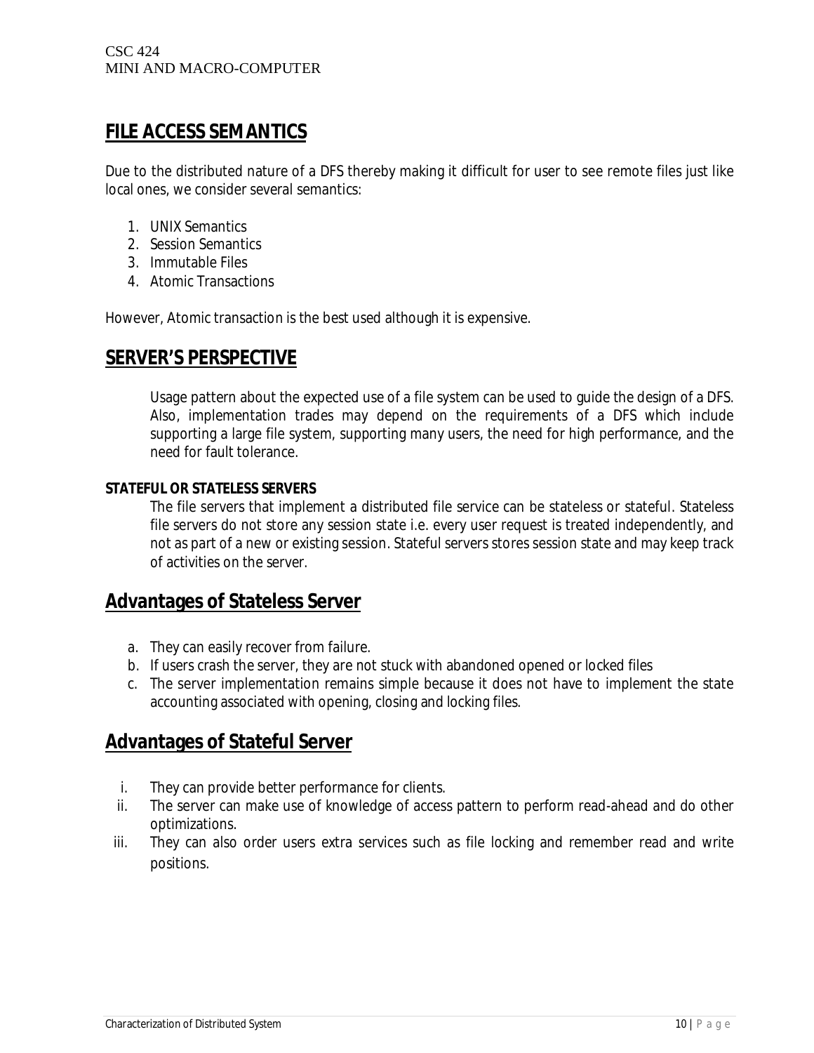## FILE ACCESS SEMANTICS

Due to the distributed nature of a DFS thereby making it difficult for user to see remote files just like local ones, we consider several semantics:

1. UNIX Semantics
2. Session Semantics
3. Immutable Files
4. Atomic Transactions

However, Atomic transaction is the best used although it is expensive.

## SERVER'S PERSPECTIVE

Usage pattern about the expected use of a file system can be used to guide the design of a DFS. Also, implementation trades may depend on the requirements of a DFS which include supporting a large file system, supporting many users, the need for high performance, and the need for fault tolerance.

**STATEFUL OR STATELESS SERVERS**

The file servers that implement a distributed file service can be stateless or stateful. Stateless file servers do not store any session state i.e. every user request is treated independently, and not as part of a new or existing session. Stateful servers stores session state and may keep track of activities on the server.

## Advantages of Stateless Server

a. They can easily recover from failure.
b. If users crash the server, they are not stuck with abandoned opened or locked files
c. The server implementation remains simple because it does not have to implement the state accounting associated with opening, closing and locking files.

## Advantages of Stateful Server

i. They can provide better performance for clients.
ii. The server can make use of knowledge of access pattern to perform read-ahead and do other optimizations.
iii. They can also order users extra services such as file locking and remember read and write positions.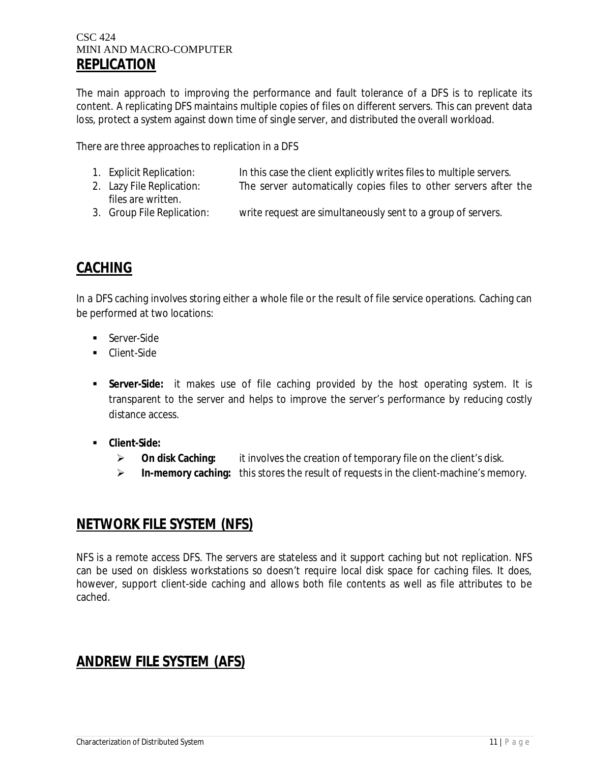## REPLICATION

The main approach to improving the performance and fault tolerance of a DFS is to replicate its content. A replicating DFS maintains multiple copies of files on different servers. This can prevent data loss, protect a system against down time of single server, and distributed the overall workload.

There are three approaches to replication in a DFS

1. Explicit Replication: In this case the client explicitly writes files to multiple servers.
2. Lazy File Replication: The server automatically copies files to other servers after the files are written.
3. Group File Replication: write request are simultaneously sent to a group of servers.

## CACHING

In a DFS caching involves storing either a whole file or the result of file service operations. Caching can be performed at two locations:

- Server-Side
- Client-Side

- **Server-Side:** it makes use of file caching provided by the host operating system. It is transparent to the server and helps to improve the server's performance by reducing costly distance access.
- **Client-Side:**
  - **On disk Caching:** it involves the creation of temporary file on the client's disk.
  - **In-memory caching:** this stores the result of requests in the client-machine's memory.

## NETWORK FILE SYSTEM (NFS)

NFS is a remote access DFS. The servers are stateless and it support caching but not replication. NFS can be used on diskless workstations so doesn't require local disk space for caching files. It does, however, support client-side caching and allows both file contents as well as file attributes to be cached.

## ANDREW FILE SYSTEM (AFS)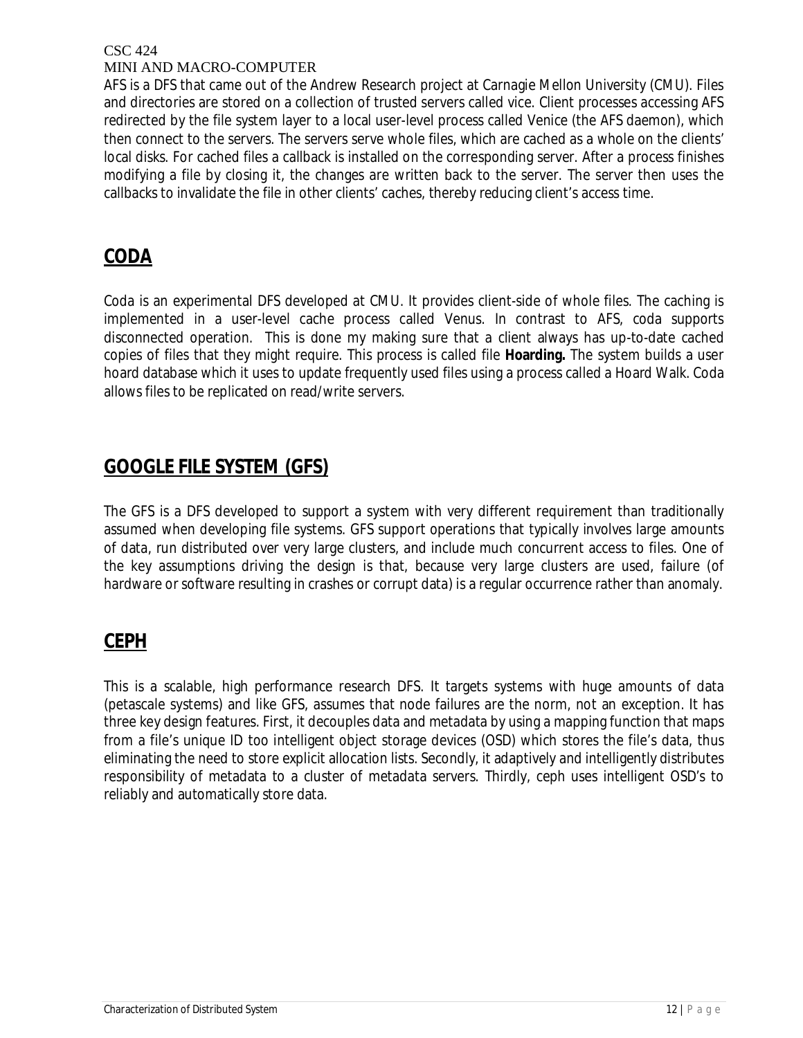AFS is a DFS that came out of the Andrew Research project at Carnagie Mellon University (CMU). Files and directories are stored on a collection of trusted servers called vice. Client processes accessing AFS redirected by the file system layer to a local user-level process called Venice (the AFS daemon), which then connect to the servers. The servers serve whole files, which are cached as a whole on the clients' local disks. For cached files a callback is installed on the corresponding server. After a process finishes modifying a file by closing it, the changes are written back to the server. The server then uses the callbacks to invalidate the file in other clients' caches, thereby reducing client's access time.

## CODA

Coda is an experimental DFS developed at CMU. It provides client-side of whole files. The caching is implemented in a user-level cache process called Venus. In contrast to AFS, coda supports disconnected operation. This is done my making sure that a client always has up-to-date cached copies of files that they might require. This process is called file **Hoarding.** The system builds a user hoard database which it uses to update frequently used files using a process called a Hoard Walk. Coda allows files to be replicated on read/write servers.

## GOOGLE FILE SYSTEM (GFS)

The GFS is a DFS developed to support a system with very different requirement than traditionally assumed when developing file systems. GFS support operations that typically involves large amounts of data, run distributed over very large clusters, and include much concurrent access to files. One of the key assumptions driving the design is that, because very large clusters are used, failure (of hardware or software resulting in crashes or corrupt data) is a regular occurrence rather than anomaly.

## CEPH

This is a scalable, high performance research DFS. It targets systems with huge amounts of data (petascale systems) and like GFS, assumes that node failures are the norm, not an exception. It has three key design features. First, it decouples data and metadata by using a mapping function that maps from a file's unique ID too intelligent object storage devices (OSD) which stores the file's data, thus eliminating the need to store explicit allocation lists. Secondly, it adaptively and intelligently distributes responsibility of metadata to a cluster of metadata servers. Thirdly, ceph uses intelligent OSD's to reliably and automatically store data.